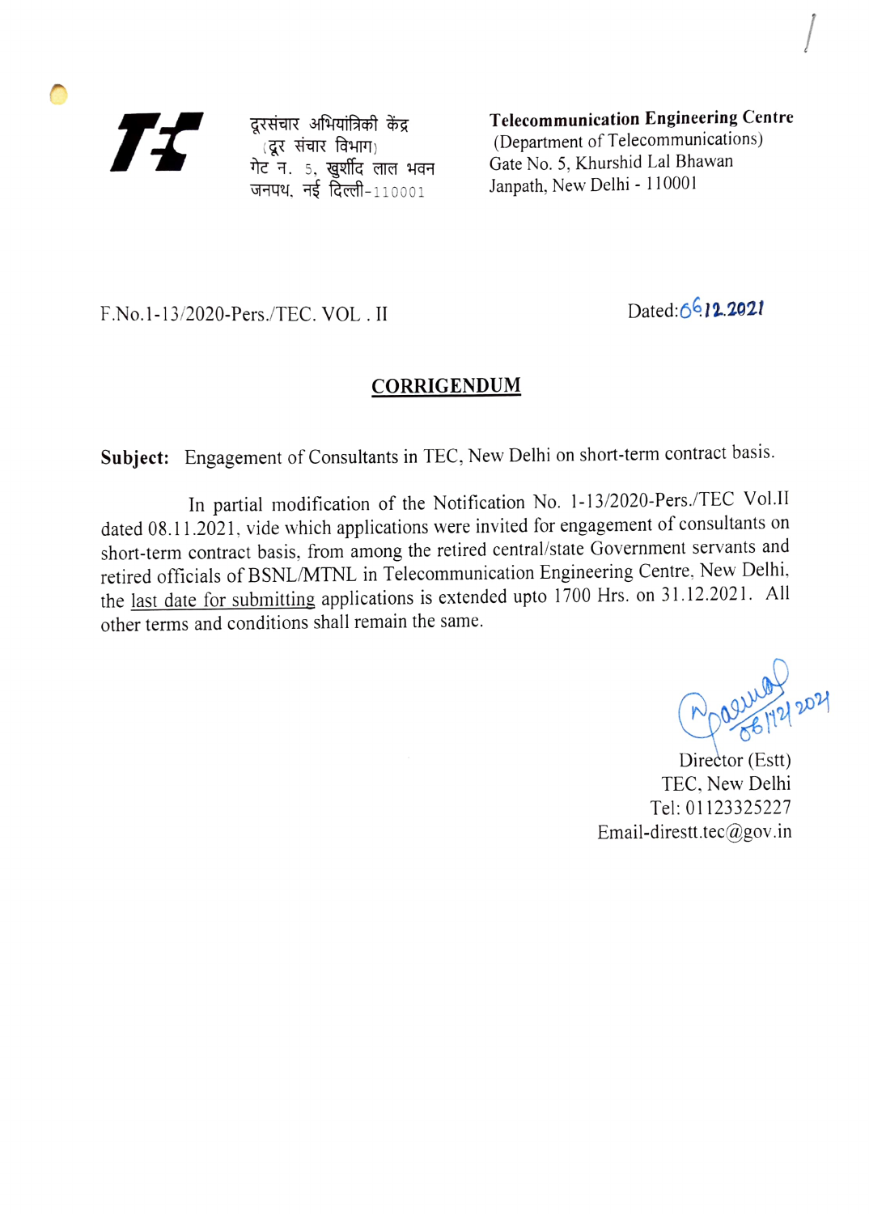दूरसंचार अभियांत्रिकी केंद्र
(दूर संचार विभाग)
गेट न. 5, खुर्शीद लाल भवन
जनपथ, नई दिल्ली-110001

**Telecommunication Engineering Centre**
(Department of Telecommunications)
Gate No. 5, Khurshid Lal Bhawan
Janpath, New Delhi - 110001

F.No.1-13/2020-Pers./TEC. VOL . II

Dated: 06.12.2021

## CORRIGENDUM

**Subject:** Engagement of Consultants in TEC, New Delhi on short-term contract basis.

In partial modification of the Notification No. 1-13/2020-Pers./TEC Vol.II dated 08.11.2021, vide which applications were invited for engagement of consultants on short-term contract basis, from among the retired central/state Government servants and retired officials of BSNL/MTNL in Telecommunication Engineering Centre, New Delhi, the last date for submitting applications is extended upto 1700 Hrs. on 31.12.2021. All other terms and conditions shall remain the same.

06/12/2021

Director (Estt)
TEC, New Delhi
Tel: 01123325227
Email-direstt.tec@gov.in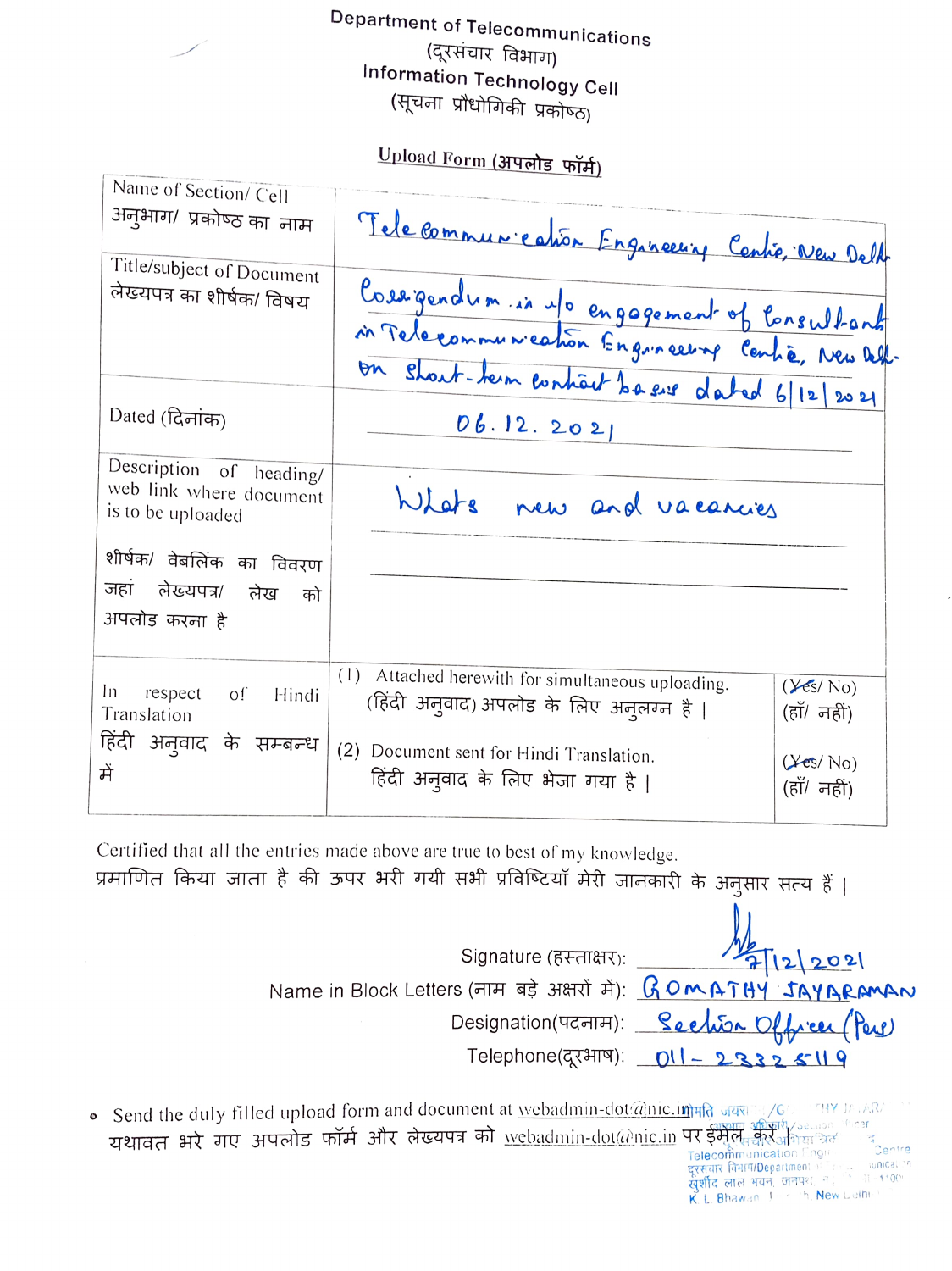Department of Telecommunications
(दूरसंचार विभाग)
Information Technology Cell
(सूचना प्रौद्योगिकी प्रकोष्ठ)

**Upload Form (अपलोड फॉर्म)**

| | | |
|---|---|---|
| Name of Section/ Cell<br>अनुभाग/ प्रकोष्ठ का नाम | Telecommunication Engineering Centre, New Delhi | |
| Title/subject of Document<br>लेख्यपत्र का शीर्षक/ विषय | Corrigendum in r/o engagement of Consultant in Telecommunication Engineering Centre, New Delhi on Short-term contract basis dated 6/12/2021 | |
| Dated (दिनांक) | 06.12.2021 | |
| Description of heading/ web link where document is to be uploaded<br>शीर्षक/ वेबलिंक का विवरण जहां लेख्यपत्र/ लेख को अपलोड करना है | Whats new and vacancies | |
| In respect of Hindi Translation<br>हिंदी अनुवाद के सम्बन्ध में | (1) Attached herewith for simultaneous uploading.<br>(हिंदी अनुवाद) अपलोड के लिए अनुलग्न है । | (Yes/ No)<br>(हाँ/ नहीं) |
| | (2) Document sent for Hindi Translation.<br>हिंदी अनुवाद के लिए भेजा गया है । | (Yes/ No)<br>(हाँ/ नहीं) |

Certified that all the entries made above are true to best of my knowledge.
प्रमाणित किया जाता है की ऊपर भरी गयी सभी प्रविष्टियाँ मेरी जानकारी के अनुसार सत्य हैं ।

Signature (हस्ताक्षर): 7/12/2021
Name in Block Letters (नाम बड़े अक्षरों में): GOMATHY JAYARAMAN
Designation(पदनाम): Section Officer (Pers)
Telephone(दूरभाष): 011-23325119

- Send the duly filled upload form and document at webadmin-dot@nic.in
यथावत भरे गए अपलोड फॉर्म और लेख्यपत्र को webadmin-dot@nic.in पर ईमेल करें ।